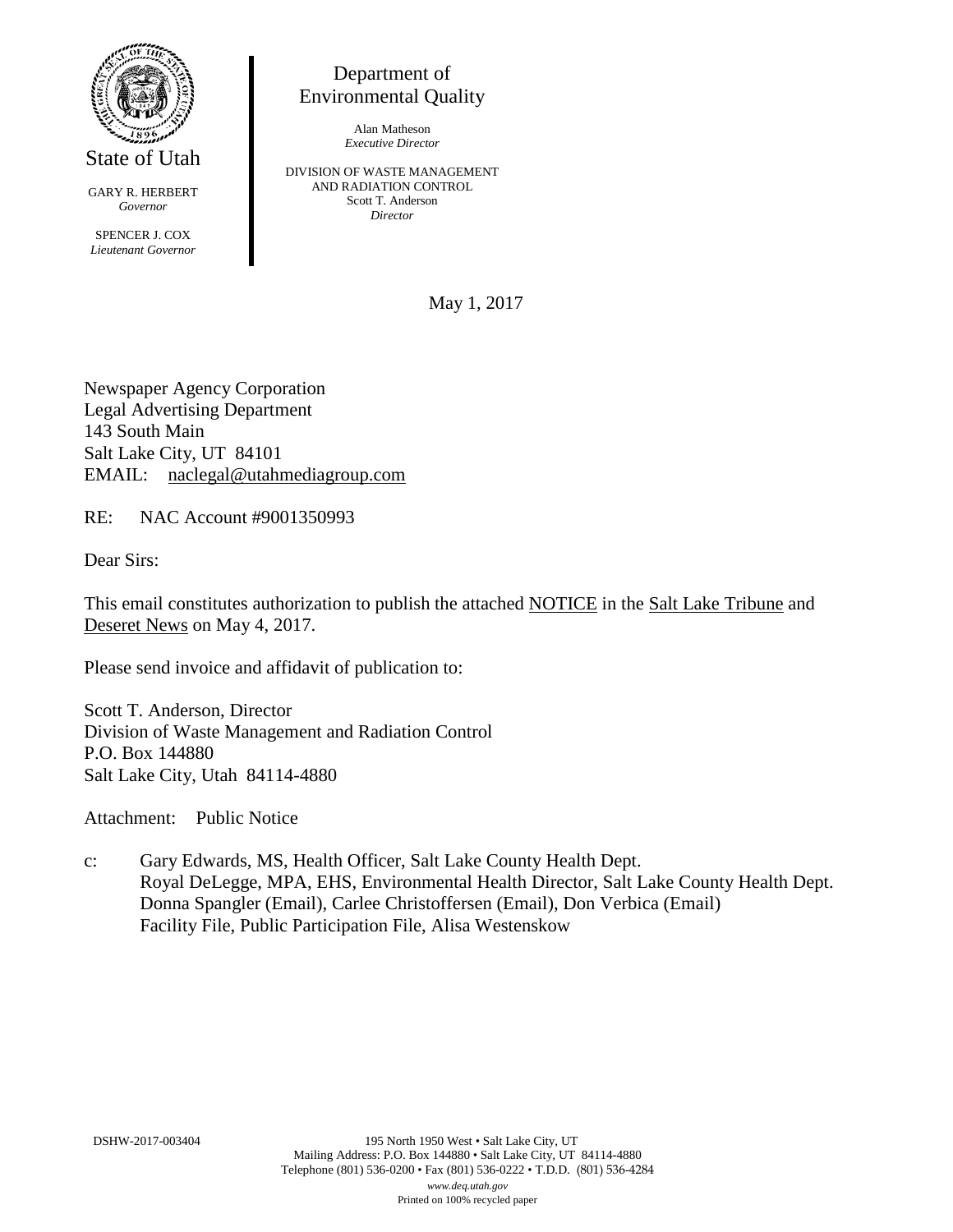State of Utah

GARY R. HERBERT
*Governor*

SPENCER J. COX
*Lieutenant Governor*

Department of Environmental Quality

Alan Matheson
*Executive Director*

DIVISION OF WASTE MANAGEMENT AND RADIATION CONTROL
Scott T. Anderson
*Director*

May 1, 2017

Newspaper Agency Corporation
Legal Advertising Department
143 South Main
Salt Lake City, UT 84101
EMAIL: naclegal@utahmediagroup.com

RE: NAC Account #9001350993

Dear Sirs:

This email constitutes authorization to publish the attached NOTICE in the Salt Lake Tribune and Deseret News on May 4, 2017.

Please send invoice and affidavit of publication to:

Scott T. Anderson, Director
Division of Waste Management and Radiation Control
P.O. Box 144880
Salt Lake City, Utah 84114-4880

Attachment: Public Notice

c: Gary Edwards, MS, Health Officer, Salt Lake County Health Dept.
Royal DeLegge, MPA, EHS, Environmental Health Director, Salt Lake County Health Dept.
Donna Spangler (Email), Carlee Christoffersen (Email), Don Verbica (Email)
Facility File, Public Participation File, Alisa Westenskow

DSHW-2017-003404

195 North 1950 West • Salt Lake City, UT
Mailing Address: P.O. Box 144880 • Salt Lake City, UT 84114-4880
Telephone (801) 536-0200 • Fax (801) 536-0222 • T.D.D. (801) 536-4284
*www.deq.utah.gov*
Printed on 100% recycled paper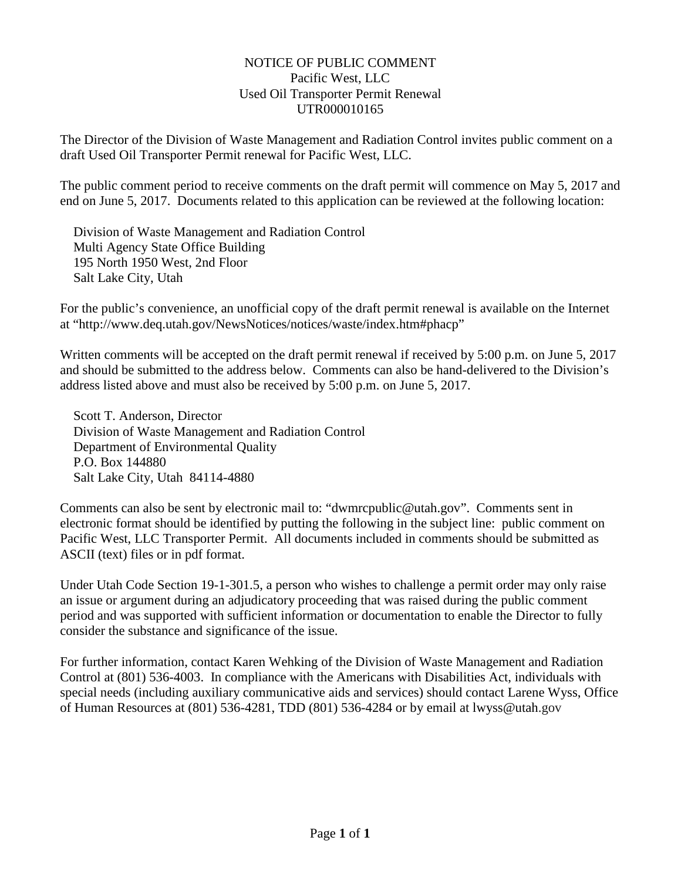# NOTICE OF PUBLIC COMMENT

**Pacific West, LLC**
**Used Oil Transporter Permit Renewal**
**UTR000010165**

The Director of the Division of Waste Management and Radiation Control invites public comment on a draft Used Oil Transporter Permit renewal for Pacific West, LLC.

The public comment period to receive comments on the draft permit will commence on May 5, 2017 and end on June 5, 2017. Documents related to this application can be reviewed at the following location:

Division of Waste Management and Radiation Control
Multi Agency State Office Building
195 North 1950 West, 2nd Floor
Salt Lake City, Utah

For the public's convenience, an unofficial copy of the draft permit renewal is available on the Internet at "http://www.deq.utah.gov/NewsNotices/notices/waste/index.htm#phacp"

Written comments will be accepted on the draft permit renewal if received by 5:00 p.m. on June 5, 2017 and should be submitted to the address below. Comments can also be hand-delivered to the Division's address listed above and must also be received by 5:00 p.m. on June 5, 2017.

Scott T. Anderson, Director
Division of Waste Management and Radiation Control
Department of Environmental Quality
P.O. Box 144880
Salt Lake City, Utah 84114-4880

Comments can also be sent by electronic mail to: "dwmrcpublic@utah.gov". Comments sent in electronic format should be identified by putting the following in the subject line: public comment on Pacific West, LLC Transporter Permit. All documents included in comments should be submitted as ASCII (text) files or in pdf format.

Under Utah Code Section 19-1-301.5, a person who wishes to challenge a permit order may only raise an issue or argument during an adjudicatory proceeding that was raised during the public comment period and was supported with sufficient information or documentation to enable the Director to fully consider the substance and significance of the issue.

For further information, contact Karen Wehking of the Division of Waste Management and Radiation Control at (801) 536-4003. In compliance with the Americans with Disabilities Act, individuals with special needs (including auxiliary communicative aids and services) should contact Larene Wyss, Office of Human Resources at (801) 536-4281, TDD (801) 536-4284 or by email at lwyss@utah.gov